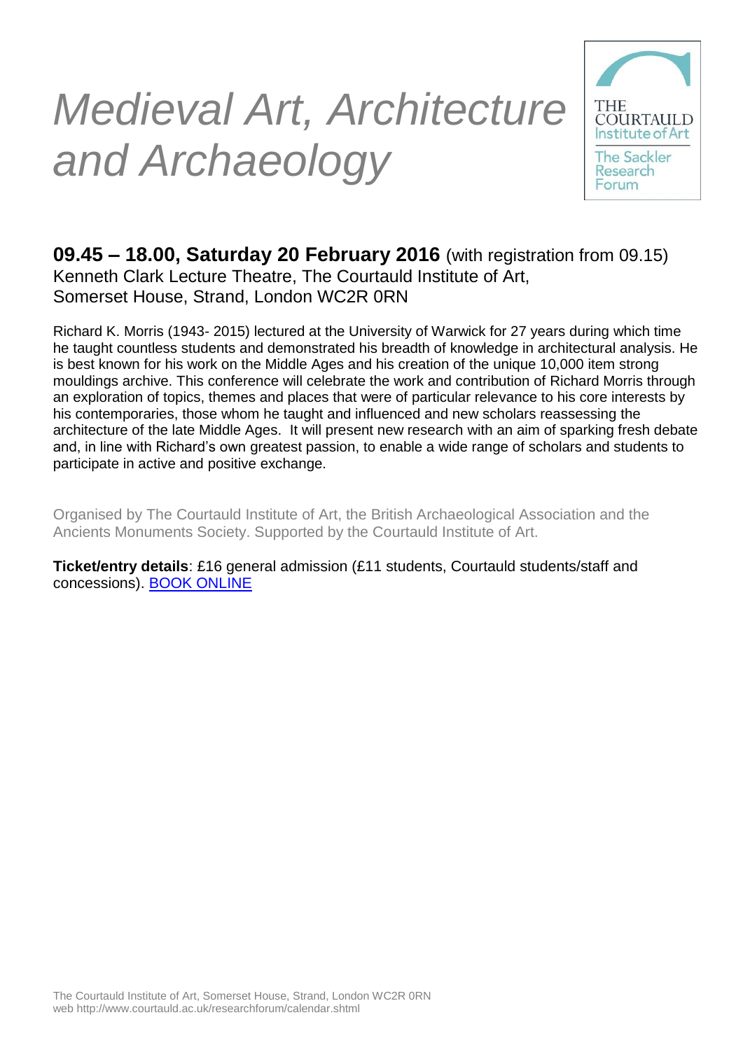# *Medieval Art, Architecture and Archaeology*

THE COURTAULD Institute of Art

The Sackler Research Forum

**09.45 – 18.00, Saturday 20 February 2016** (with registration from 09.15)
Kenneth Clark Lecture Theatre, The Courtauld Institute of Art,
Somerset House, Strand, London WC2R 0RN

Richard K. Morris (1943- 2015) lectured at the University of Warwick for 27 years during which time he taught countless students and demonstrated his breadth of knowledge in architectural analysis. He is best known for his work on the Middle Ages and his creation of the unique 10,000 item strong mouldings archive. This conference will celebrate the work and contribution of Richard Morris through an exploration of topics, themes and places that were of particular relevance to his core interests by his contemporaries, those whom he taught and influenced and new scholars reassessing the architecture of the late Middle Ages. It will present new research with an aim of sparking fresh debate and, in line with Richard's own greatest passion, to enable a wide range of scholars and students to participate in active and positive exchange.

Organised by The Courtauld Institute of Art, the British Archaeological Association and the Ancients Monuments Society. Supported by the Courtauld Institute of Art.

**Ticket/entry details**: £16 general admission (£11 students, Courtauld students/staff and concessions). BOOK ONLINE

The Courtauld Institute of Art, Somerset House, Strand, London WC2R 0RN
web http://www.courtauld.ac.uk/researchforum/calendar.shtml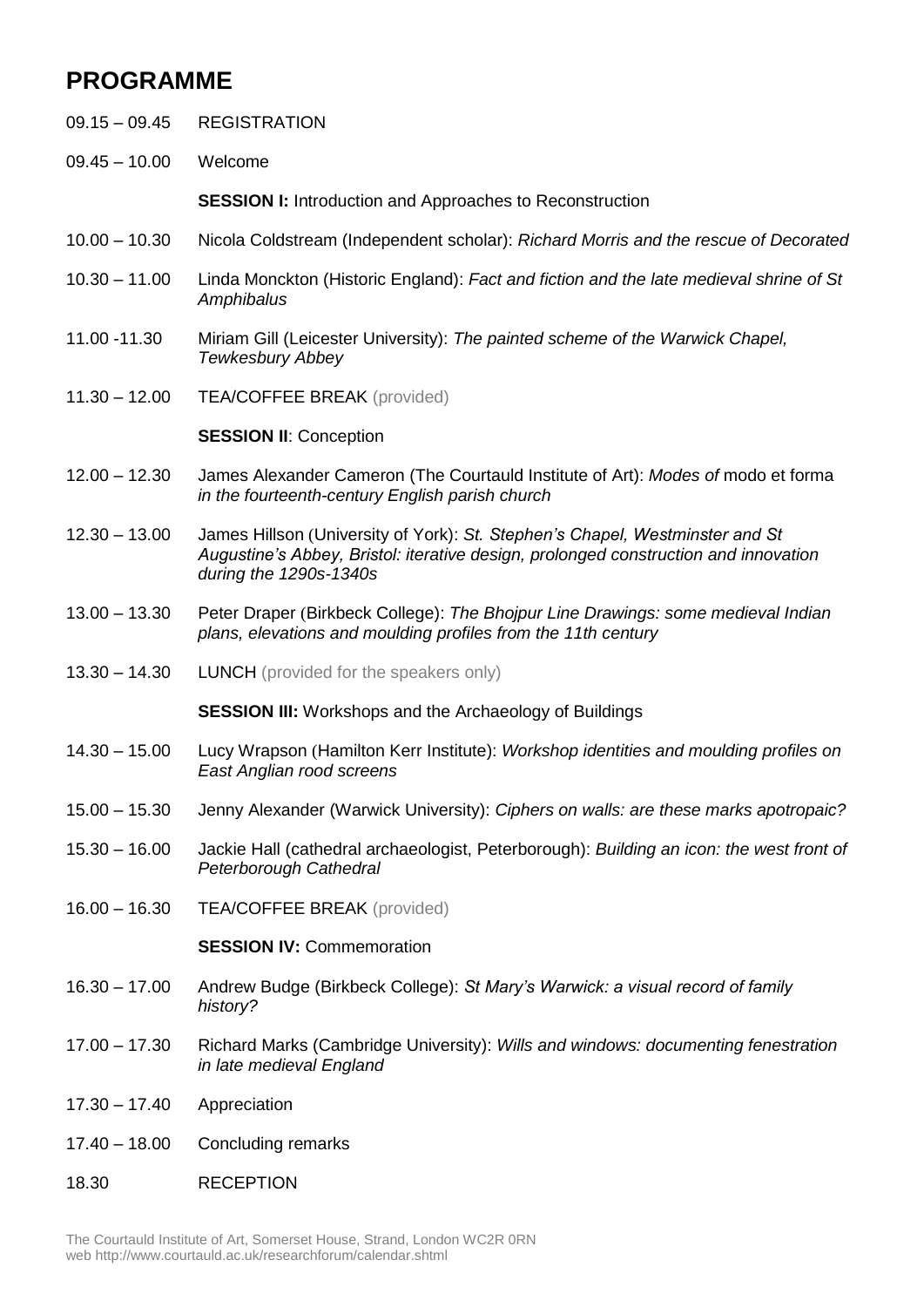## PROGRAMME

| | |
|---|---|
| 09.15 – 09.45 | REGISTRATION |
| 09.45 – 10.00 | Welcome |
| | **SESSION I:** Introduction and Approaches to Reconstruction |
| 10.00 – 10.30 | Nicola Coldstream (Independent scholar): *Richard Morris and the rescue of Decorated* |
| 10.30 – 11.00 | Linda Monckton (Historic England): *Fact and fiction and the late medieval shrine of St Amphibalus* |
| 11.00 -11.30 | Miriam Gill (Leicester University): *The painted scheme of the Warwick Chapel, Tewkesbury Abbey* |
| 11.30 – 12.00 | TEA/COFFEE BREAK (provided) |
| | **SESSION II**: Conception |
| 12.00 – 12.30 | James Alexander Cameron (The Courtauld Institute of Art): *Modes of* modo et forma *in the fourteenth-century English parish church* |
| 12.30 – 13.00 | James Hillson (University of York): *St. Stephen's Chapel, Westminster and St Augustine's Abbey, Bristol: iterative design, prolonged construction and innovation during the 1290s-1340s* |
| 13.00 – 13.30 | Peter Draper (Birkbeck College): *The Bhojpur Line Drawings: some medieval Indian plans, elevations and moulding profiles from the 11th century* |
| 13.30 – 14.30 | LUNCH (provided for the speakers only) |
| | **SESSION III:** Workshops and the Archaeology of Buildings |
| 14.30 – 15.00 | Lucy Wrapson (Hamilton Kerr Institute): *Workshop identities and moulding profiles on East Anglian rood screens* |
| 15.00 – 15.30 | Jenny Alexander (Warwick University): *Ciphers on walls: are these marks apotropaic?* |
| 15.30 – 16.00 | Jackie Hall (cathedral archaeologist, Peterborough): *Building an icon: the west front of Peterborough Cathedral* |
| 16.00 – 16.30 | TEA/COFFEE BREAK (provided) |
| | **SESSION IV:** Commemoration |
| 16.30 – 17.00 | Andrew Budge (Birkbeck College): *St Mary's Warwick: a visual record of family history?* |
| 17.00 – 17.30 | Richard Marks (Cambridge University): *Wills and windows: documenting fenestration in late medieval England* |
| 17.30 – 17.40 | Appreciation |
| 17.40 – 18.00 | Concluding remarks |
| 18.30 | RECEPTION |

The Courtauld Institute of Art, Somerset House, Strand, London WC2R 0RN
web http://www.courtauld.ac.uk/researchforum/calendar.shtml